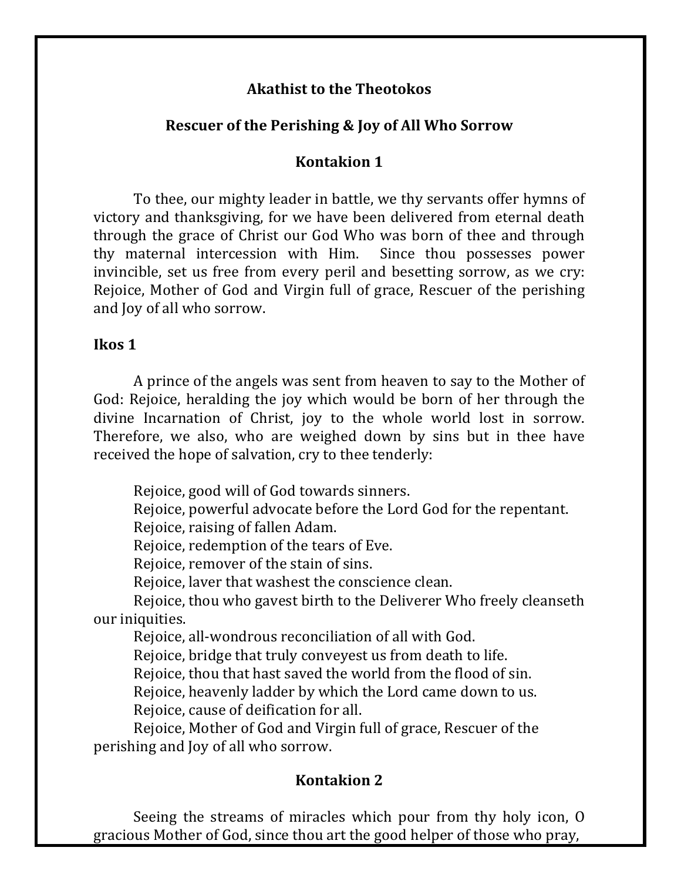# Akathist to the Theotokos

## Rescuer of the Perishing & Joy of All Who Sorrow

### Kontakion 1

To thee, our mighty leader in battle, we thy servants offer hymns of victory and thanksgiving, for we have been delivered from eternal death through the grace of Christ our God Who was born of thee and through thy maternal intercession with Him. Since thou possesses power invincible, set us free from every peril and besetting sorrow, as we cry: Rejoice, Mother of God and Virgin full of grace, Rescuer of the perishing and Joy of all who sorrow.

### Ikos 1

A prince of the angels was sent from heaven to say to the Mother of God: Rejoice, heralding the joy which would be born of her through the divine Incarnation of Christ, joy to the whole world lost in sorrow. Therefore, we also, who are weighed down by sins but in thee have received the hope of salvation, cry to thee tenderly:

Rejoice, good will of God towards sinners.
Rejoice, powerful advocate before the Lord God for the repentant.
Rejoice, raising of fallen Adam.
Rejoice, redemption of the tears of Eve.
Rejoice, remover of the stain of sins.
Rejoice, laver that washest the conscience clean.
Rejoice, thou who gavest birth to the Deliverer Who freely cleanseth our iniquities.
Rejoice, all-wondrous reconciliation of all with God.
Rejoice, bridge that truly conveyest us from death to life.
Rejoice, thou that hast saved the world from the flood of sin.
Rejoice, heavenly ladder by which the Lord came down to us.
Rejoice, cause of deification for all.
Rejoice, Mother of God and Virgin full of grace, Rescuer of the perishing and Joy of all who sorrow.

### Kontakion 2

Seeing the streams of miracles which pour from thy holy icon, O gracious Mother of God, since thou art the good helper of those who pray,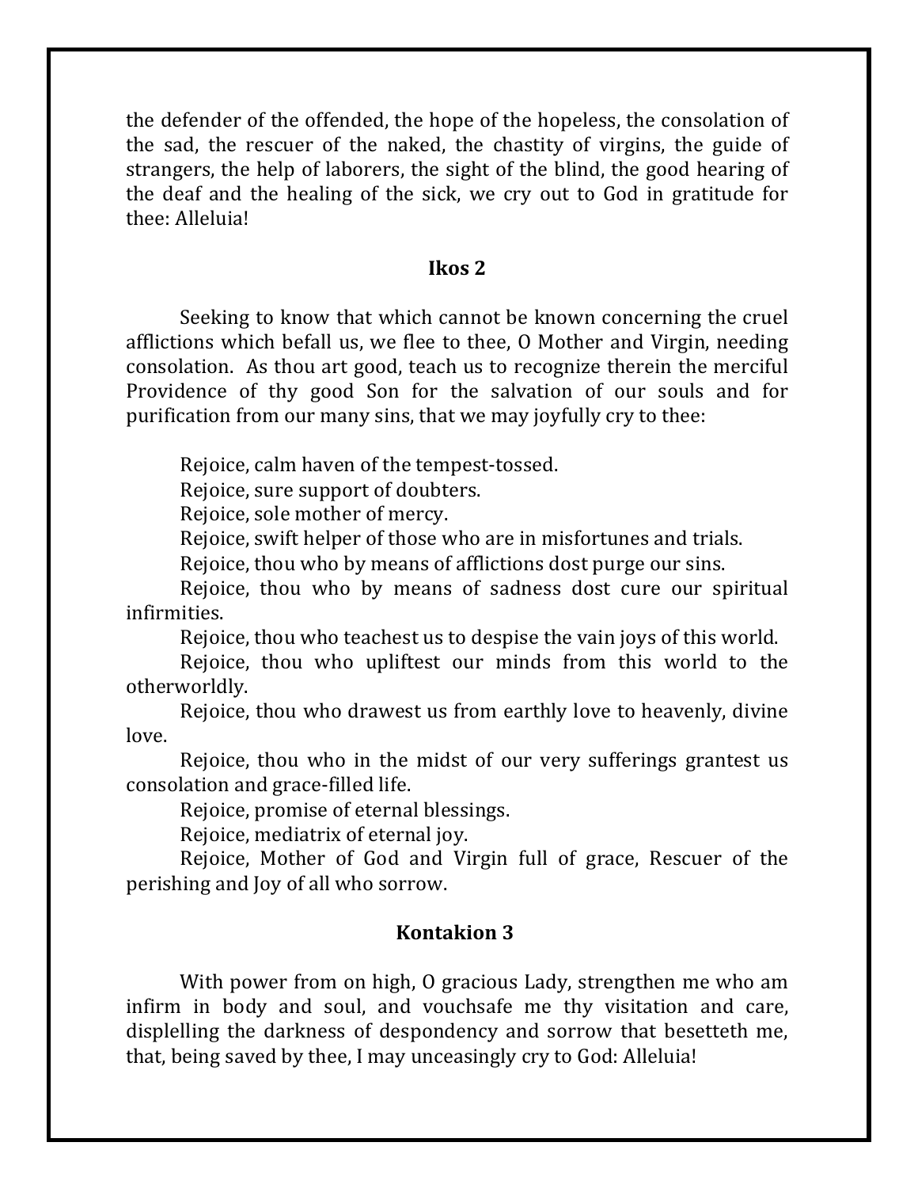the defender of the offended, the hope of the hopeless, the consolation of the sad, the rescuer of the naked, the chastity of virgins, the guide of strangers, the help of laborers, the sight of the blind, the good hearing of the deaf and the healing of the sick, we cry out to God in gratitude for thee: Alleluia!

### Ikos 2

Seeking to know that which cannot be known concerning the cruel afflictions which befall us, we flee to thee, O Mother and Virgin, needing consolation. As thou art good, teach us to recognize therein the merciful Providence of thy good Son for the salvation of our souls and for purification from our many sins, that we may joyfully cry to thee:

Rejoice, calm haven of the tempest-tossed.
Rejoice, sure support of doubters.
Rejoice, sole mother of mercy.
Rejoice, swift helper of those who are in misfortunes and trials.
Rejoice, thou who by means of afflictions dost purge our sins.
Rejoice, thou who by means of sadness dost cure our spiritual infirmities.
Rejoice, thou who teachest us to despise the vain joys of this world.
Rejoice, thou who upliftest our minds from this world to the otherworldly.
Rejoice, thou who drawest us from earthly love to heavenly, divine love.
Rejoice, thou who in the midst of our very sufferings grantest us consolation and grace-filled life.
Rejoice, promise of eternal blessings.
Rejoice, mediatrix of eternal joy.
Rejoice, Mother of God and Virgin full of grace, Rescuer of the perishing and Joy of all who sorrow.

### Kontakion 3

With power from on high, O gracious Lady, strengthen me who am infirm in body and soul, and vouchsafe me thy visitation and care, displelling the darkness of despondency and sorrow that besetteth me, that, being saved by thee, I may unceasingly cry to God: Alleluia!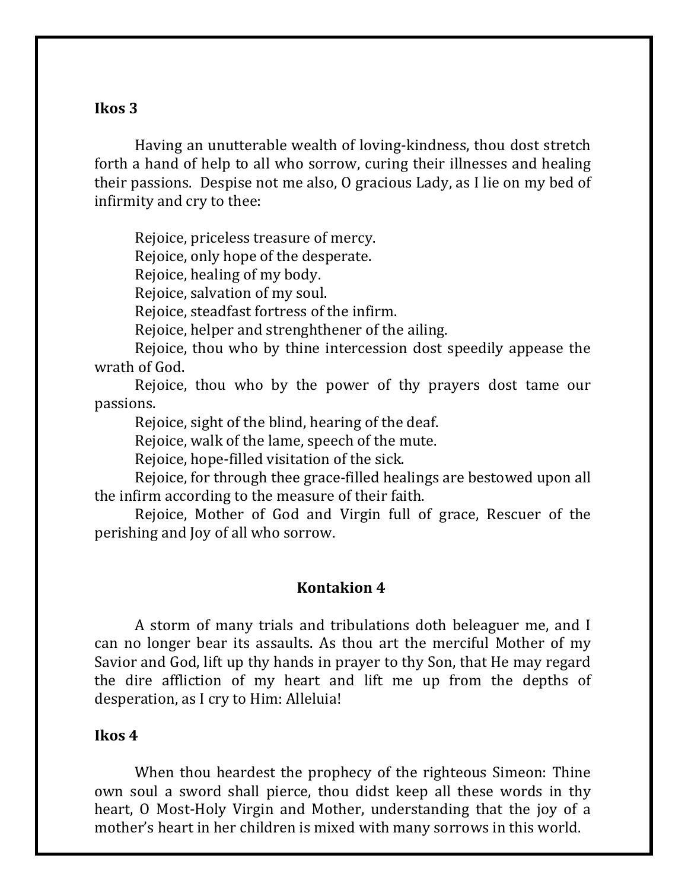**Ikos 3**

Having an unutterable wealth of loving-kindness, thou dost stretch forth a hand of help to all who sorrow, curing their illnesses and healing their passions. Despise not me also, O gracious Lady, as I lie on my bed of infirmity and cry to thee:

Rejoice, priceless treasure of mercy.
Rejoice, only hope of the desperate.
Rejoice, healing of my body.
Rejoice, salvation of my soul.
Rejoice, steadfast fortress of the infirm.
Rejoice, helper and strenghthener of the ailing.
Rejoice, thou who by thine intercession dost speedily appease the wrath of God.
Rejoice, thou who by the power of thy prayers dost tame our passions.
Rejoice, sight of the blind, hearing of the deaf.
Rejoice, walk of the lame, speech of the mute.
Rejoice, hope-filled visitation of the sick.
Rejoice, for through thee grace-filled healings are bestowed upon all the infirm according to the measure of their faith.
Rejoice, Mother of God and Virgin full of grace, Rescuer of the perishing and Joy of all who sorrow.

**Kontakion 4**

A storm of many trials and tribulations doth beleaguer me, and I can no longer bear its assaults. As thou art the merciful Mother of my Savior and God, lift up thy hands in prayer to thy Son, that He may regard the dire affliction of my heart and lift me up from the depths of desperation, as I cry to Him: Alleluia!

**Ikos 4**

When thou heardest the prophecy of the righteous Simeon: Thine own soul a sword shall pierce, thou didst keep all these words in thy heart, O Most-Holy Virgin and Mother, understanding that the joy of a mother's heart in her children is mixed with many sorrows in this world.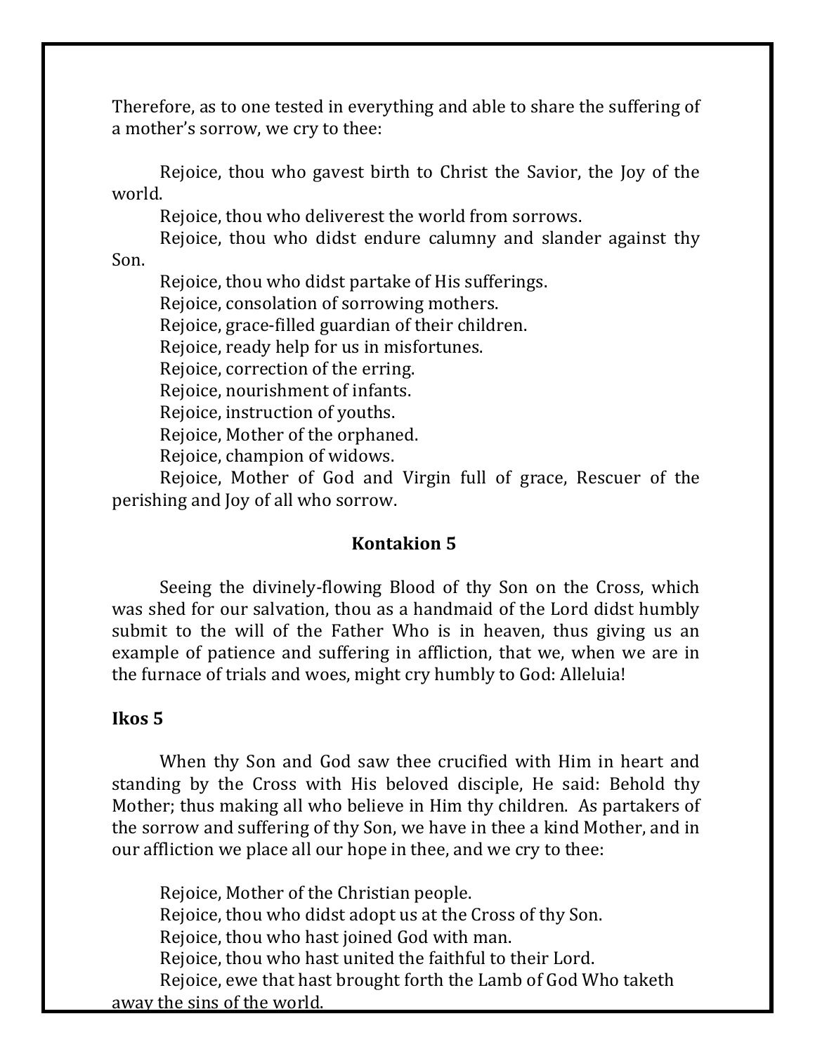Therefore, as to one tested in everything and able to share the suffering of a mother's sorrow, we cry to thee:

Rejoice, thou who gavest birth to Christ the Savior, the Joy of the world.
Rejoice, thou who deliverest the world from sorrows.
Rejoice, thou who didst endure calumny and slander against thy Son.
Rejoice, thou who didst partake of His sufferings.
Rejoice, consolation of sorrowing mothers.
Rejoice, grace-filled guardian of their children.
Rejoice, ready help for us in misfortunes.
Rejoice, correction of the erring.
Rejoice, nourishment of infants.
Rejoice, instruction of youths.
Rejoice, Mother of the orphaned.
Rejoice, champion of widows.
Rejoice, Mother of God and Virgin full of grace, Rescuer of the perishing and Joy of all who sorrow.

### Kontakion 5

Seeing the divinely-flowing Blood of thy Son on the Cross, which was shed for our salvation, thou as a handmaid of the Lord didst humbly submit to the will of the Father Who is in heaven, thus giving us an example of patience and suffering in affliction, that we, when we are in the furnace of trials and woes, might cry humbly to God: Alleluia!

### Ikos 5

When thy Son and God saw thee crucified with Him in heart and standing by the Cross with His beloved disciple, He said: Behold thy Mother; thus making all who believe in Him thy children. As partakers of the sorrow and suffering of thy Son, we have in thee a kind Mother, and in our affliction we place all our hope in thee, and we cry to thee:

Rejoice, Mother of the Christian people.
Rejoice, thou who didst adopt us at the Cross of thy Son.
Rejoice, thou who hast joined God with man.
Rejoice, thou who hast united the faithful to their Lord.
Rejoice, ewe that hast brought forth the Lamb of God Who taketh away the sins of the world.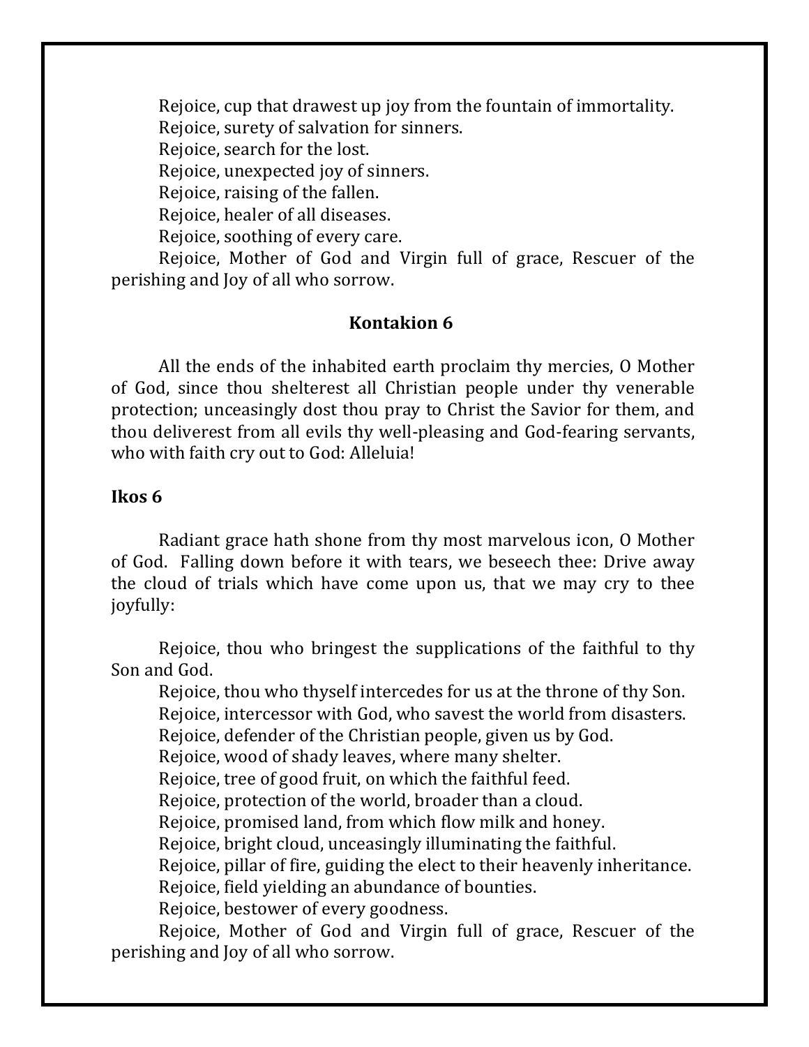Rejoice, cup that drawest up joy from the fountain of immortality.

Rejoice, surety of salvation for sinners.

Rejoice, search for the lost.

Rejoice, unexpected joy of sinners.

Rejoice, raising of the fallen.

Rejoice, healer of all diseases.

Rejoice, soothing of every care.

Rejoice, Mother of God and Virgin full of grace, Rescuer of the perishing and Joy of all who sorrow.

**Kontakion 6**

All the ends of the inhabited earth proclaim thy mercies, O Mother of God, since thou shelterest all Christian people under thy venerable protection; unceasingly dost thou pray to Christ the Savior for them, and thou deliverest from all evils thy well-pleasing and God-fearing servants, who with faith cry out to God: Alleluia!

**Ikos 6**

Radiant grace hath shone from thy most marvelous icon, O Mother of God. Falling down before it with tears, we beseech thee: Drive away the cloud of trials which have come upon us, that we may cry to thee joyfully:

Rejoice, thou who bringest the supplications of the faithful to thy Son and God.

Rejoice, thou who thyself intercedes for us at the throne of thy Son.

Rejoice, intercessor with God, who savest the world from disasters.

Rejoice, defender of the Christian people, given us by God.

Rejoice, wood of shady leaves, where many shelter.

Rejoice, tree of good fruit, on which the faithful feed.

Rejoice, protection of the world, broader than a cloud.

Rejoice, promised land, from which flow milk and honey.

Rejoice, bright cloud, unceasingly illuminating the faithful.

Rejoice, pillar of fire, guiding the elect to their heavenly inheritance.

Rejoice, field yielding an abundance of bounties.

Rejoice, bestower of every goodness.

Rejoice, Mother of God and Virgin full of grace, Rescuer of the perishing and Joy of all who sorrow.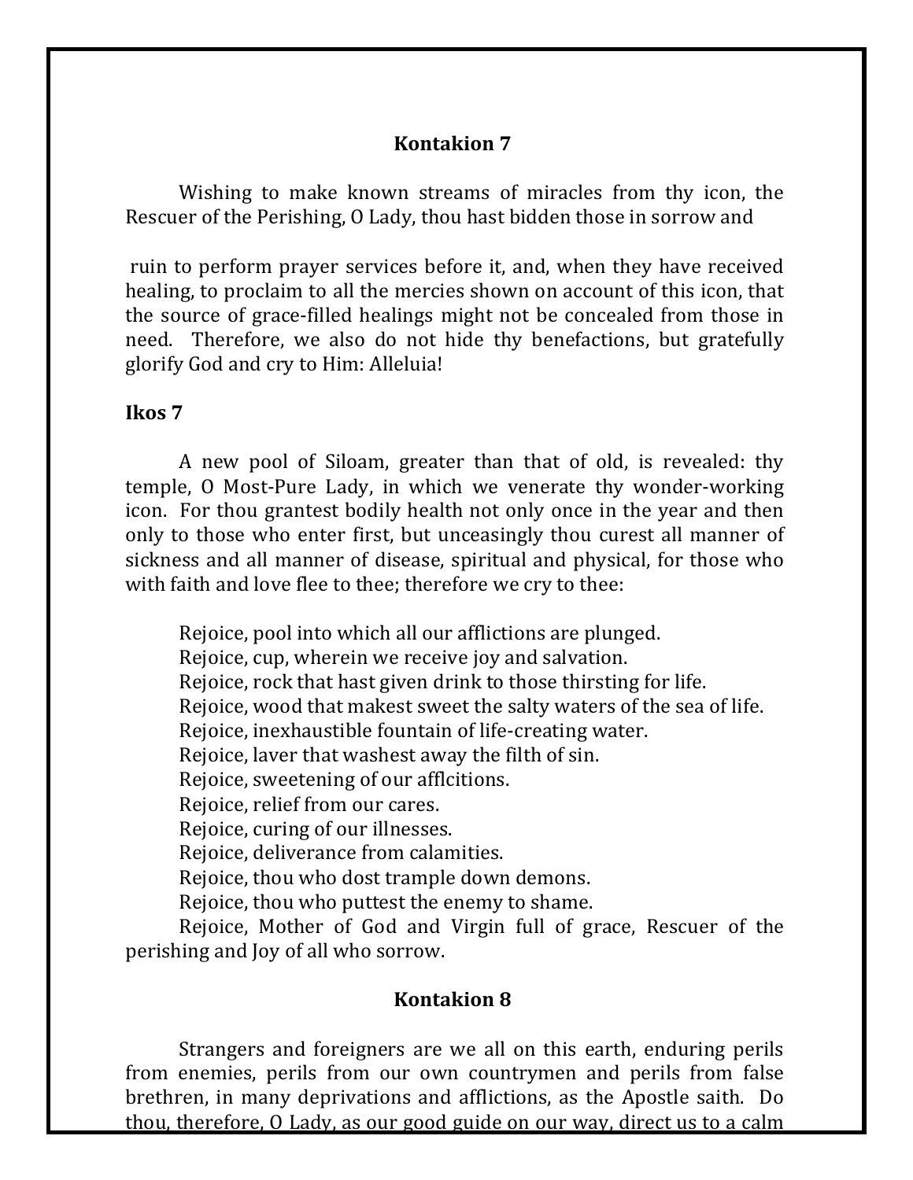## Kontakion 7

Wishing to make known streams of miracles from thy icon, the Rescuer of the Perishing, O Lady, thou hast bidden those in sorrow and ruin to perform prayer services before it, and, when they have received healing, to proclaim to all the mercies shown on account of this icon, that the source of grace-filled healings might not be concealed from those in need. Therefore, we also do not hide thy benefactions, but gratefully glorify God and cry to Him: Alleluia!

## Ikos 7

A new pool of Siloam, greater than that of old, is revealed: thy temple, O Most-Pure Lady, in which we venerate thy wonder-working icon. For thou grantest bodily health not only once in the year and then only to those who enter first, but unceasingly thou curest all manner of sickness and all manner of disease, spiritual and physical, for those who with faith and love flee to thee; therefore we cry to thee:

Rejoice, pool into which all our afflictions are plunged.
Rejoice, cup, wherein we receive joy and salvation.
Rejoice, rock that hast given drink to those thirsting for life.
Rejoice, wood that makest sweet the salty waters of the sea of life.
Rejoice, inexhaustible fountain of life-creating water.
Rejoice, laver that washest away the filth of sin.
Rejoice, sweetening of our afflcitions.
Rejoice, relief from our cares.
Rejoice, curing of our illnesses.
Rejoice, deliverance from calamities.
Rejoice, thou who dost trample down demons.
Rejoice, thou who puttest the enemy to shame.
Rejoice, Mother of God and Virgin full of grace, Rescuer of the perishing and Joy of all who sorrow.

## Kontakion 8

Strangers and foreigners are we all on this earth, enduring perils from enemies, perils from our own countrymen and perils from false brethren, in many deprivations and afflictions, as the Apostle saith. Do thou, therefore, O Lady, as our good guide on our way, direct us to a calm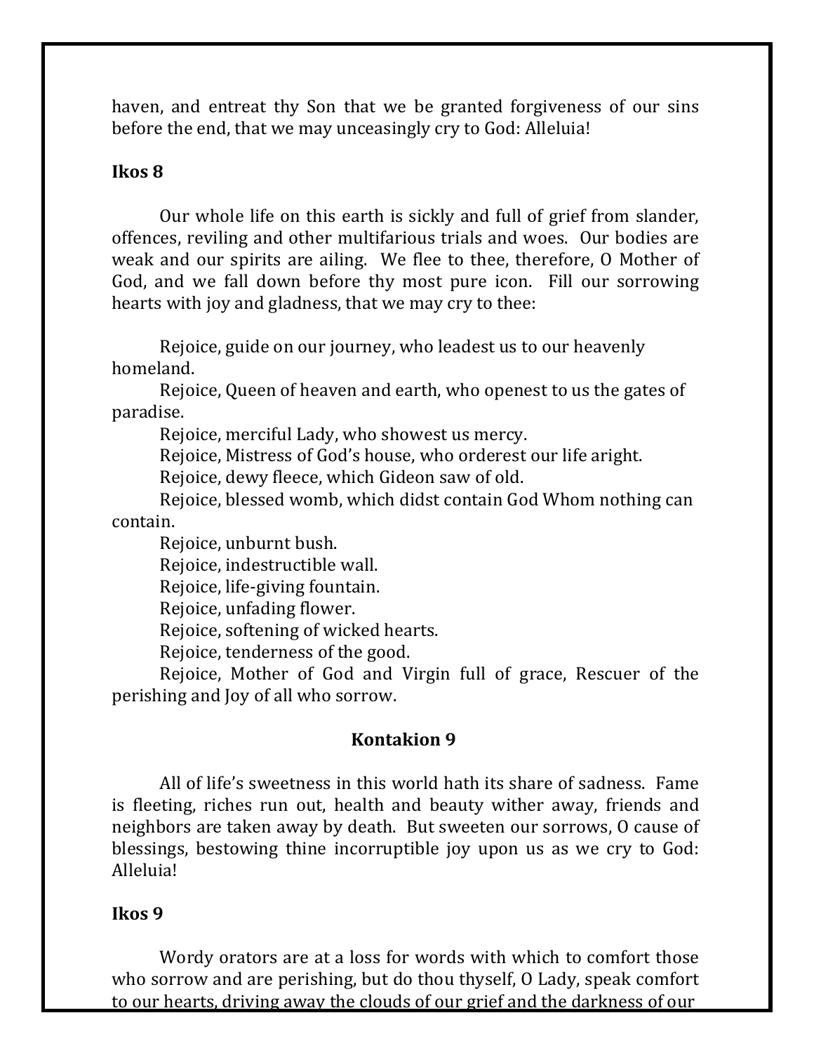haven, and entreat thy Son that we be granted forgiveness of our sins before the end, that we may unceasingly cry to God: Alleluia!

**Ikos 8**

Our whole life on this earth is sickly and full of grief from slander, offences, reviling and other multifarious trials and woes. Our bodies are weak and our spirits are ailing. We flee to thee, therefore, O Mother of God, and we fall down before thy most pure icon. Fill our sorrowing hearts with joy and gladness, that we may cry to thee:

Rejoice, guide on our journey, who leadest us to our heavenly homeland.
Rejoice, Queen of heaven and earth, who openest to us the gates of paradise.
Rejoice, merciful Lady, who showest us mercy.
Rejoice, Mistress of God's house, who orderest our life aright.
Rejoice, dewy fleece, which Gideon saw of old.
Rejoice, blessed womb, which didst contain God Whom nothing can contain.
Rejoice, unburnt bush.
Rejoice, indestructible wall.
Rejoice, life-giving fountain.
Rejoice, unfading flower.
Rejoice, softening of wicked hearts.
Rejoice, tenderness of the good.
Rejoice, Mother of God and Virgin full of grace, Rescuer of the perishing and Joy of all who sorrow.

**Kontakion 9**

All of life's sweetness in this world hath its share of sadness. Fame is fleeting, riches run out, health and beauty wither away, friends and neighbors are taken away by death. But sweeten our sorrows, O cause of blessings, bestowing thine incorruptible joy upon us as we cry to God: Alleluia!

**Ikos 9**

Wordy orators are at a loss for words with which to comfort those who sorrow and are perishing, but do thou thyself, O Lady, speak comfort to our hearts, driving away the clouds of our grief and the darkness of our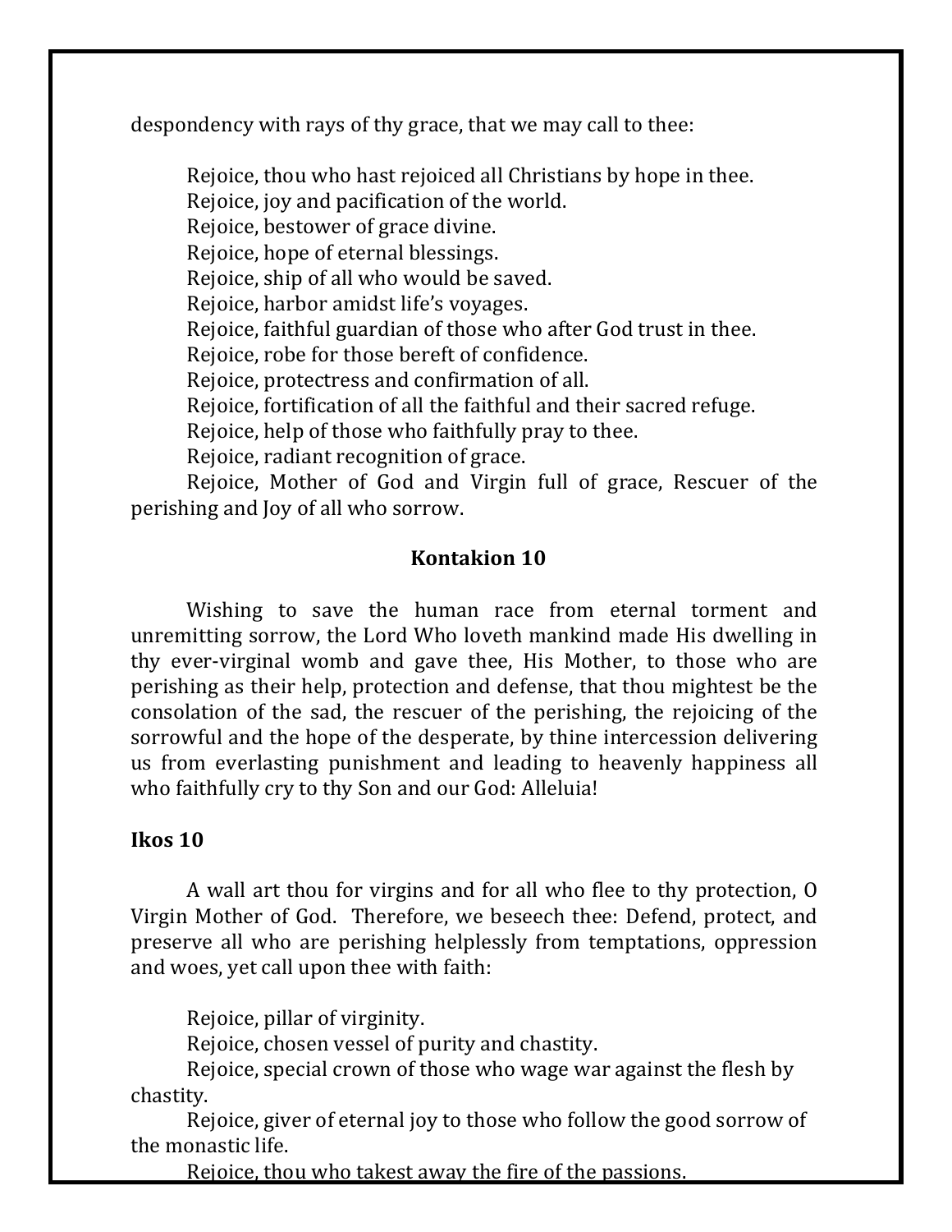despondency with rays of thy grace, that we may call to thee:

Rejoice, thou who hast rejoiced all Christians by hope in thee.
Rejoice, joy and pacification of the world.
Rejoice, bestower of grace divine.
Rejoice, hope of eternal blessings.
Rejoice, ship of all who would be saved.
Rejoice, harbor amidst life's voyages.
Rejoice, faithful guardian of those who after God trust in thee.
Rejoice, robe for those bereft of confidence.
Rejoice, protectress and confirmation of all.
Rejoice, fortification of all the faithful and their sacred refuge.
Rejoice, help of those who faithfully pray to thee.
Rejoice, radiant recognition of grace.
Rejoice, Mother of God and Virgin full of grace, Rescuer of the perishing and Joy of all who sorrow.

**Kontakion 10**

Wishing to save the human race from eternal torment and unremitting sorrow, the Lord Who loveth mankind made His dwelling in thy ever-virginal womb and gave thee, His Mother, to those who are perishing as their help, protection and defense, that thou mightest be the consolation of the sad, the rescuer of the perishing, the rejoicing of the sorrowful and the hope of the desperate, by thine intercession delivering us from everlasting punishment and leading to heavenly happiness all who faithfully cry to thy Son and our God: Alleluia!

**Ikos 10**

A wall art thou for virgins and for all who flee to thy protection, O Virgin Mother of God. Therefore, we beseech thee: Defend, protect, and preserve all who are perishing helplessly from temptations, oppression and woes, yet call upon thee with faith:

Rejoice, pillar of virginity.
Rejoice, chosen vessel of purity and chastity.
Rejoice, special crown of those who wage war against the flesh by chastity.
Rejoice, giver of eternal joy to those who follow the good sorrow of the monastic life.
Rejoice, thou who takest away the fire of the passions.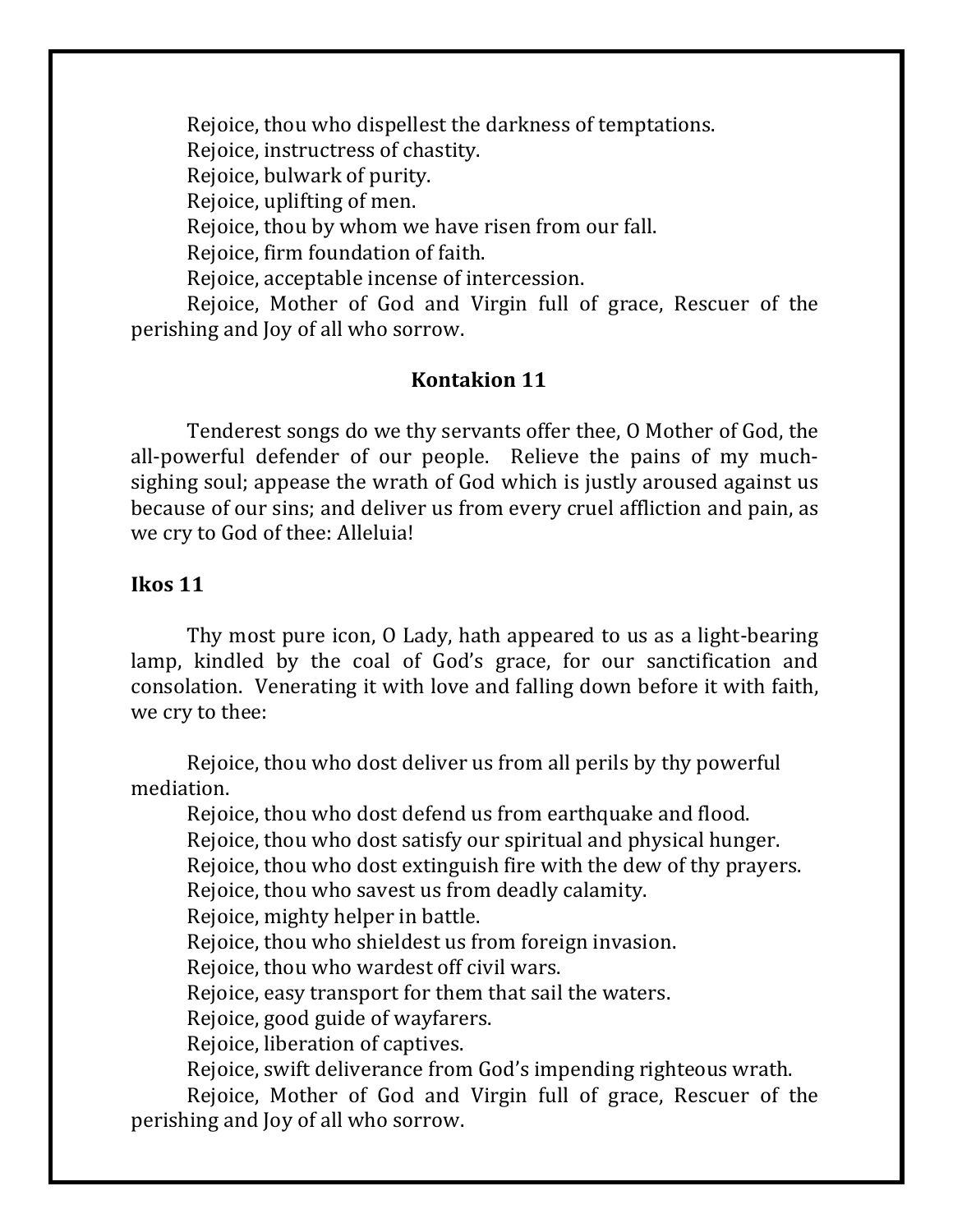Rejoice, thou who dispellest the darkness of temptations.
Rejoice, instructress of chastity.
Rejoice, bulwark of purity.
Rejoice, uplifting of men.
Rejoice, thou by whom we have risen from our fall.
Rejoice, firm foundation of faith.
Rejoice, acceptable incense of intercession.
Rejoice, Mother of God and Virgin full of grace, Rescuer of the perishing and Joy of all who sorrow.

**Kontakion 11**

Tenderest songs do we thy servants offer thee, O Mother of God, the all-powerful defender of our people. Relieve the pains of my much-sighing soul; appease the wrath of God which is justly aroused against us because of our sins; and deliver us from every cruel affliction and pain, as we cry to God of thee: Alleluia!

**Ikos 11**

Thy most pure icon, O Lady, hath appeared to us as a light-bearing lamp, kindled by the coal of God's grace, for our sanctification and consolation. Venerating it with love and falling down before it with faith, we cry to thee:

Rejoice, thou who dost deliver us from all perils by thy powerful mediation.
Rejoice, thou who dost defend us from earthquake and flood.
Rejoice, thou who dost satisfy our spiritual and physical hunger.
Rejoice, thou who dost extinguish fire with the dew of thy prayers.
Rejoice, thou who savest us from deadly calamity.
Rejoice, mighty helper in battle.
Rejoice, thou who shieldest us from foreign invasion.
Rejoice, thou who wardest off civil wars.
Rejoice, easy transport for them that sail the waters.
Rejoice, good guide of wayfarers.
Rejoice, liberation of captives.
Rejoice, swift deliverance from God's impending righteous wrath.
Rejoice, Mother of God and Virgin full of grace, Rescuer of the perishing and Joy of all who sorrow.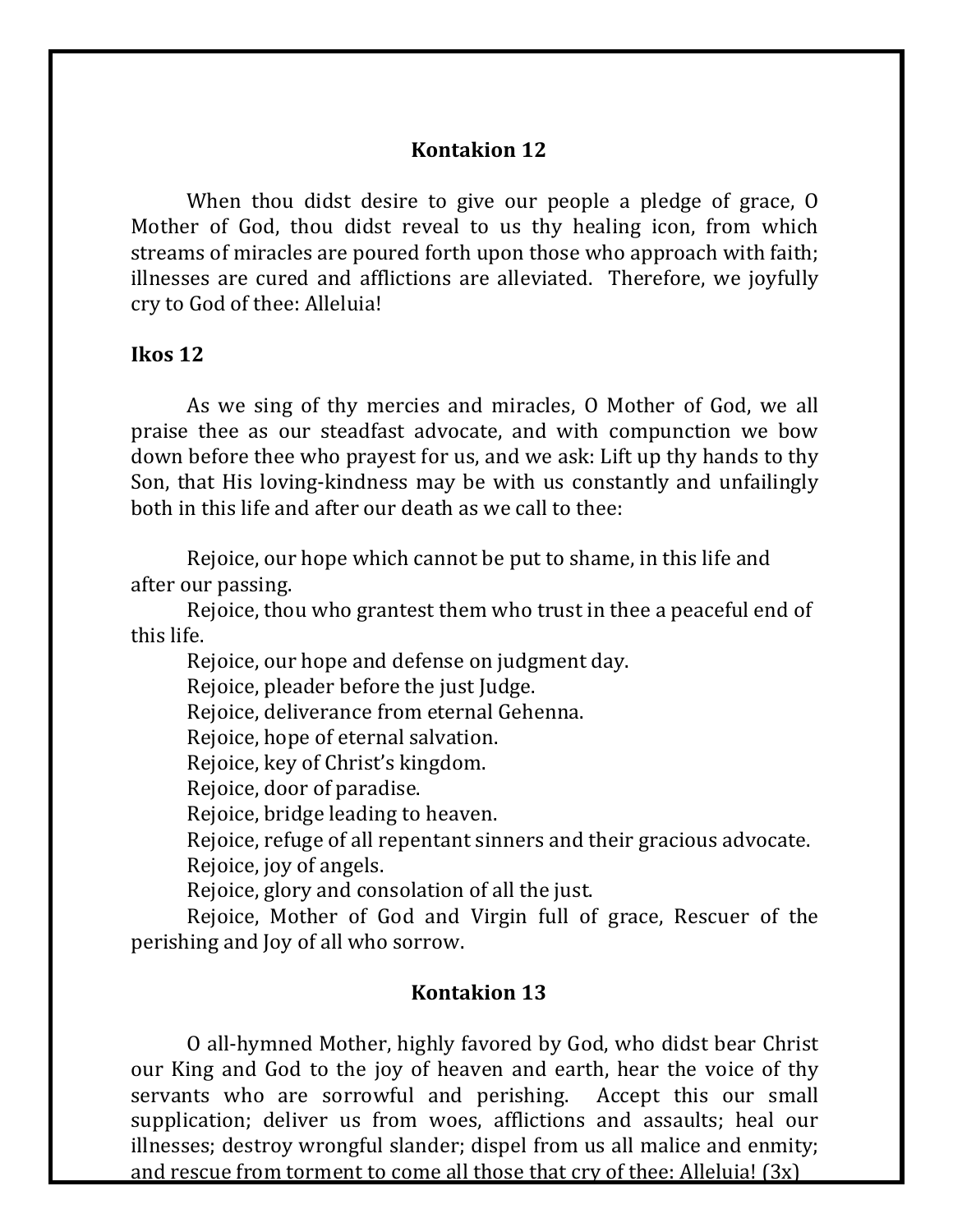## Kontakion 12

When thou didst desire to give our people a pledge of grace, O Mother of God, thou didst reveal to us thy healing icon, from which streams of miracles are poured forth upon those who approach with faith; illnesses are cured and afflictions are alleviated. Therefore, we joyfully cry to God of thee: Alleluia!

## Ikos 12

As we sing of thy mercies and miracles, O Mother of God, we all praise thee as our steadfast advocate, and with compunction we bow down before thee who prayest for us, and we ask: Lift up thy hands to thy Son, that His loving-kindness may be with us constantly and unfailingly both in this life and after our death as we call to thee:

Rejoice, our hope which cannot be put to shame, in this life and after our passing.
Rejoice, thou who grantest them who trust in thee a peaceful end of this life.
Rejoice, our hope and defense on judgment day.
Rejoice, pleader before the just Judge.
Rejoice, deliverance from eternal Gehenna.
Rejoice, hope of eternal salvation.
Rejoice, key of Christ's kingdom.
Rejoice, door of paradise.
Rejoice, bridge leading to heaven.
Rejoice, refuge of all repentant sinners and their gracious advocate.
Rejoice, joy of angels.
Rejoice, glory and consolation of all the just.
Rejoice, Mother of God and Virgin full of grace, Rescuer of the perishing and Joy of all who sorrow.

## Kontakion 13

O all-hymned Mother, highly favored by God, who didst bear Christ our King and God to the joy of heaven and earth, hear the voice of thy servants who are sorrowful and perishing. Accept this our small supplication; deliver us from woes, afflictions and assaults; heal our illnesses; destroy wrongful slander; dispel from us all malice and enmity; and rescue from torment to come all those that cry of thee: Alleluia! (3x)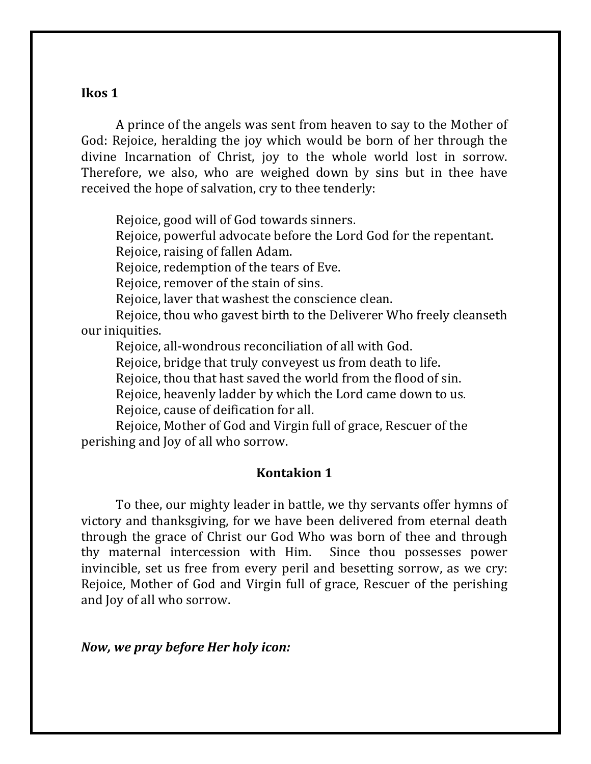**Ikos 1**

A prince of the angels was sent from heaven to say to the Mother of God: Rejoice, heralding the joy which would be born of her through the divine Incarnation of Christ, joy to the whole world lost in sorrow. Therefore, we also, who are weighed down by sins but in thee have received the hope of salvation, cry to thee tenderly:

Rejoice, good will of God towards sinners.
Rejoice, powerful advocate before the Lord God for the repentant.
Rejoice, raising of fallen Adam.
Rejoice, redemption of the tears of Eve.
Rejoice, remover of the stain of sins.
Rejoice, laver that washest the conscience clean.
Rejoice, thou who gavest birth to the Deliverer Who freely cleanseth our iniquities.
Rejoice, all-wondrous reconciliation of all with God.
Rejoice, bridge that truly conveyest us from death to life.
Rejoice, thou that hast saved the world from the flood of sin.
Rejoice, heavenly ladder by which the Lord came down to us.
Rejoice, cause of deification for all.
Rejoice, Mother of God and Virgin full of grace, Rescuer of the perishing and Joy of all who sorrow.

**Kontakion 1**

To thee, our mighty leader in battle, we thy servants offer hymns of victory and thanksgiving, for we have been delivered from eternal death through the grace of Christ our God Who was born of thee and through thy maternal intercession with Him. Since thou possesses power invincible, set us free from every peril and besetting sorrow, as we cry: Rejoice, Mother of God and Virgin full of grace, Rescuer of the perishing and Joy of all who sorrow.

***Now, we pray before Her holy icon:***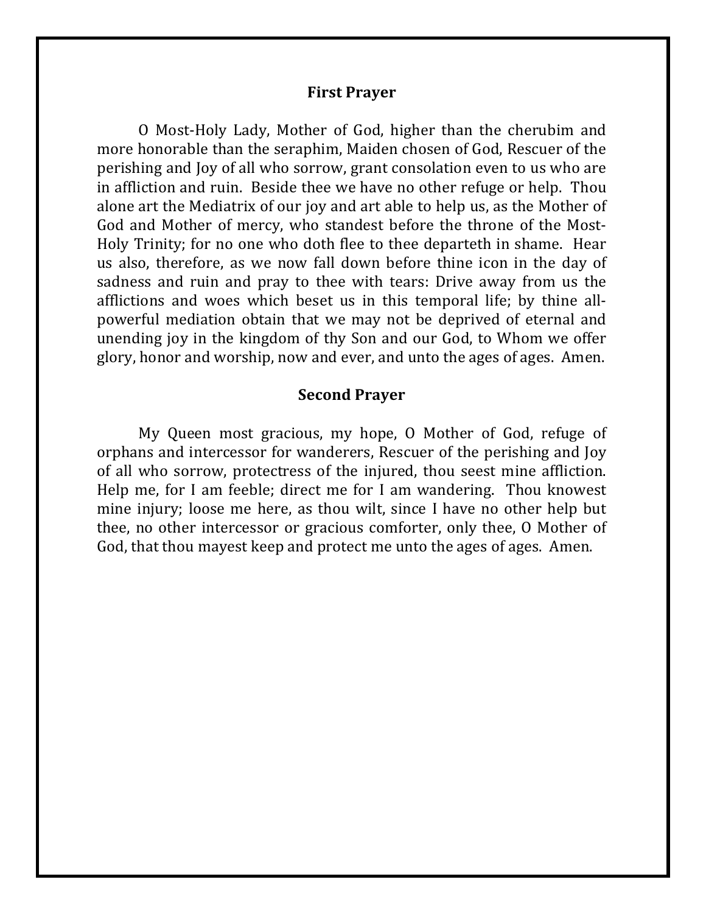## First Prayer

O Most-Holy Lady, Mother of God, higher than the cherubim and more honorable than the seraphim, Maiden chosen of God, Rescuer of the perishing and Joy of all who sorrow, grant consolation even to us who are in affliction and ruin. Beside thee we have no other refuge or help. Thou alone art the Mediatrix of our joy and art able to help us, as the Mother of God and Mother of mercy, who standest before the throne of the Most-Holy Trinity; for no one who doth flee to thee departeth in shame. Hear us also, therefore, as we now fall down before thine icon in the day of sadness and ruin and pray to thee with tears: Drive away from us the afflictions and woes which beset us in this temporal life; by thine all-powerful mediation obtain that we may not be deprived of eternal and unending joy in the kingdom of thy Son and our God, to Whom we offer glory, honor and worship, now and ever, and unto the ages of ages. Amen.

## Second Prayer

My Queen most gracious, my hope, O Mother of God, refuge of orphans and intercessor for wanderers, Rescuer of the perishing and Joy of all who sorrow, protectress of the injured, thou seest mine affliction. Help me, for I am feeble; direct me for I am wandering. Thou knowest mine injury; loose me here, as thou wilt, since I have no other help but thee, no other intercessor or gracious comforter, only thee, O Mother of God, that thou mayest keep and protect me unto the ages of ages. Amen.